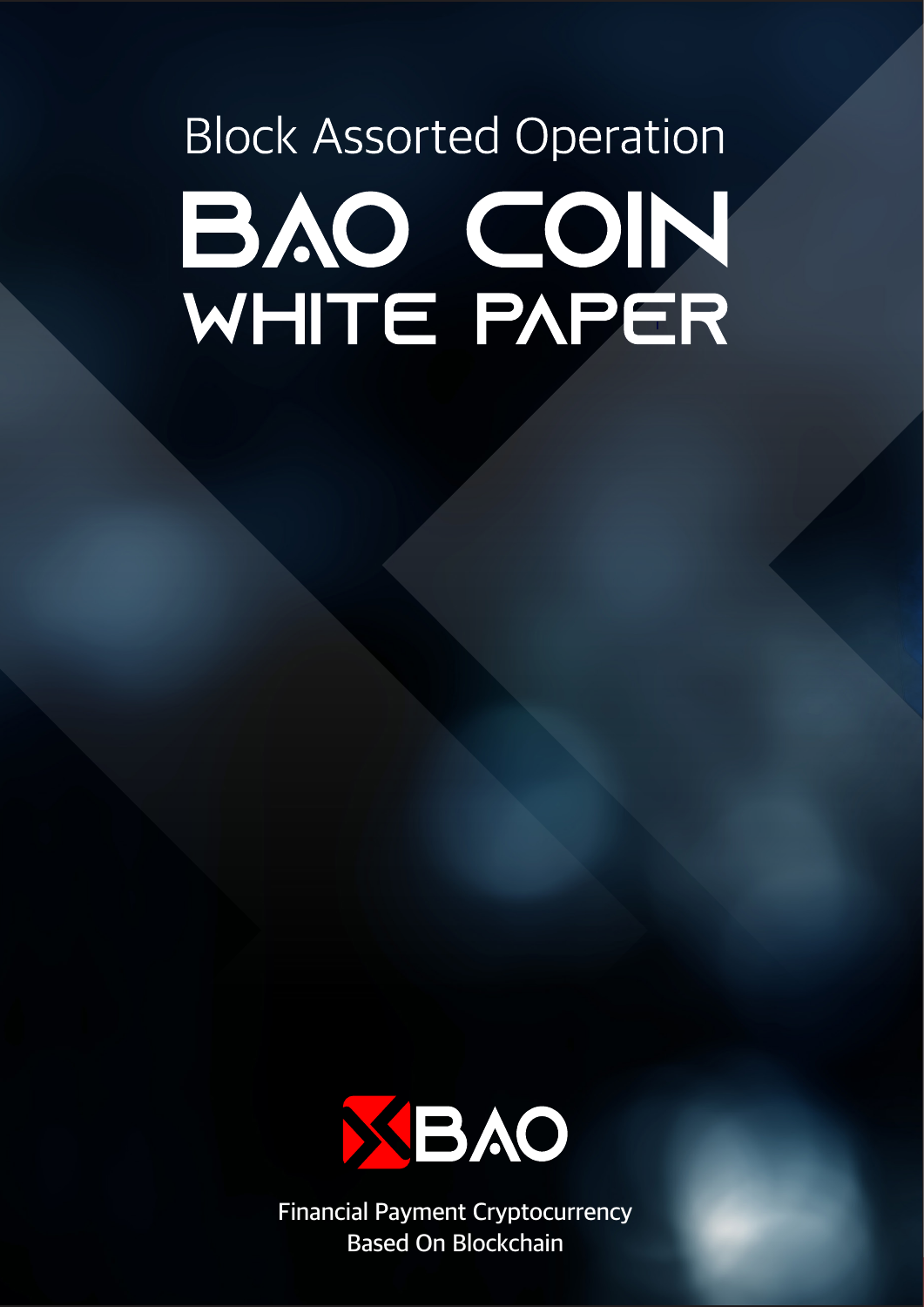Block Assorted Operation

# BAO COIN WHITE PAPER

BAO

Financial Payment Cryptocurrency
Based On Blockchain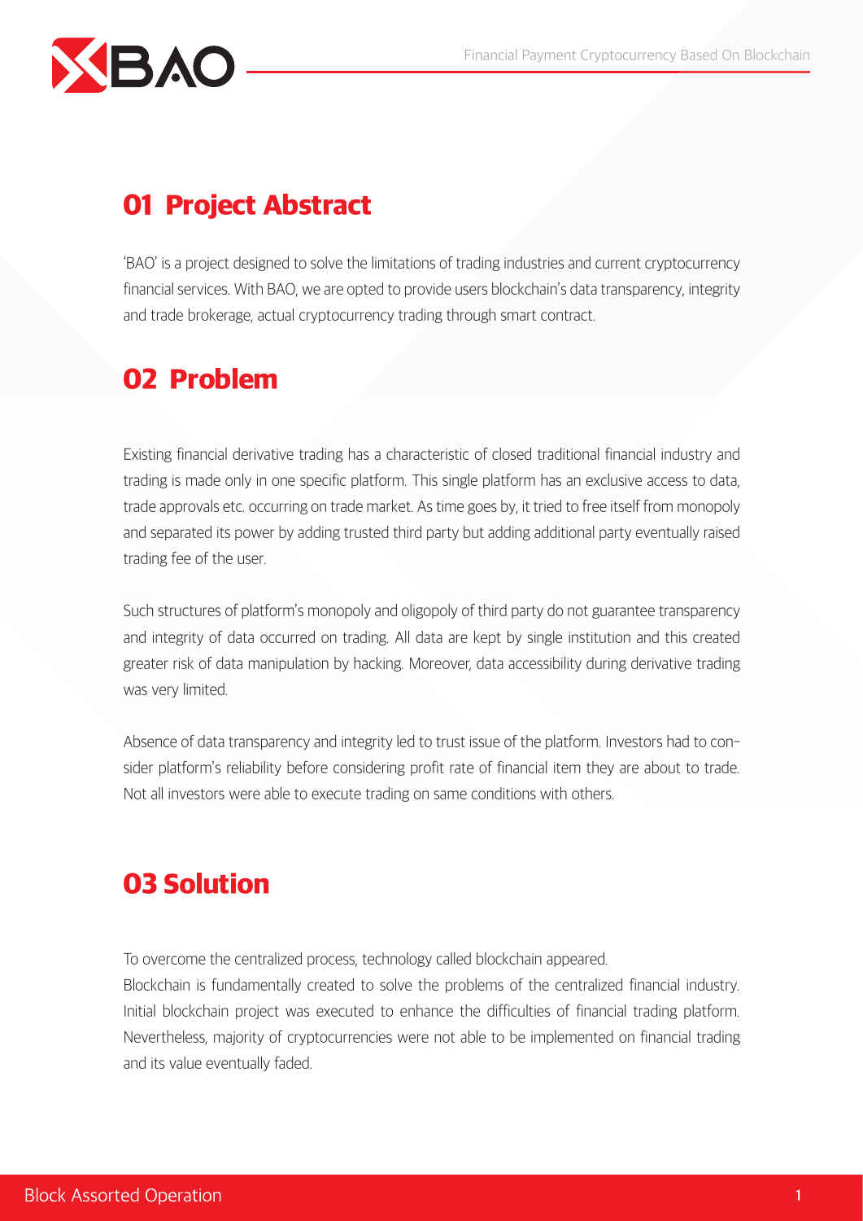## 01 Project Abstract

'BAO' is a project designed to solve the limitations of trading industries and current cryptocurrency financial services. With BAO, we are opted to provide users blockchain's data transparency, integrity and trade brokerage, actual cryptocurrency trading through smart contract.

## 02 Problem

Existing financial derivative trading has a characteristic of closed traditional financial industry and trading is made only in one specific platform. This single platform has an exclusive access to data, trade approvals etc. occurring on trade market. As time goes by, it tried to free itself from monopoly and separated its power by adding trusted third party but adding additional party eventually raised trading fee of the user.

Such structures of platform's monopoly and oligopoly of third party do not guarantee transparency and integrity of data occurred on trading. All data are kept by single institution and this created greater risk of data manipulation by hacking. Moreover, data accessibility during derivative trading was very limited.

Absence of data transparency and integrity led to trust issue of the platform. Investors had to consider platform's reliability before considering profit rate of financial item they are about to trade. Not all investors were able to execute trading on same conditions with others.

## 03 Solution

To overcome the centralized process, technology called blockchain appeared.
Blockchain is fundamentally created to solve the problems of the centralized financial industry. Initial blockchain project was executed to enhance the difficulties of financial trading platform. Nevertheless, majority of cryptocurrencies were not able to be implemented on financial trading and its value eventually faded.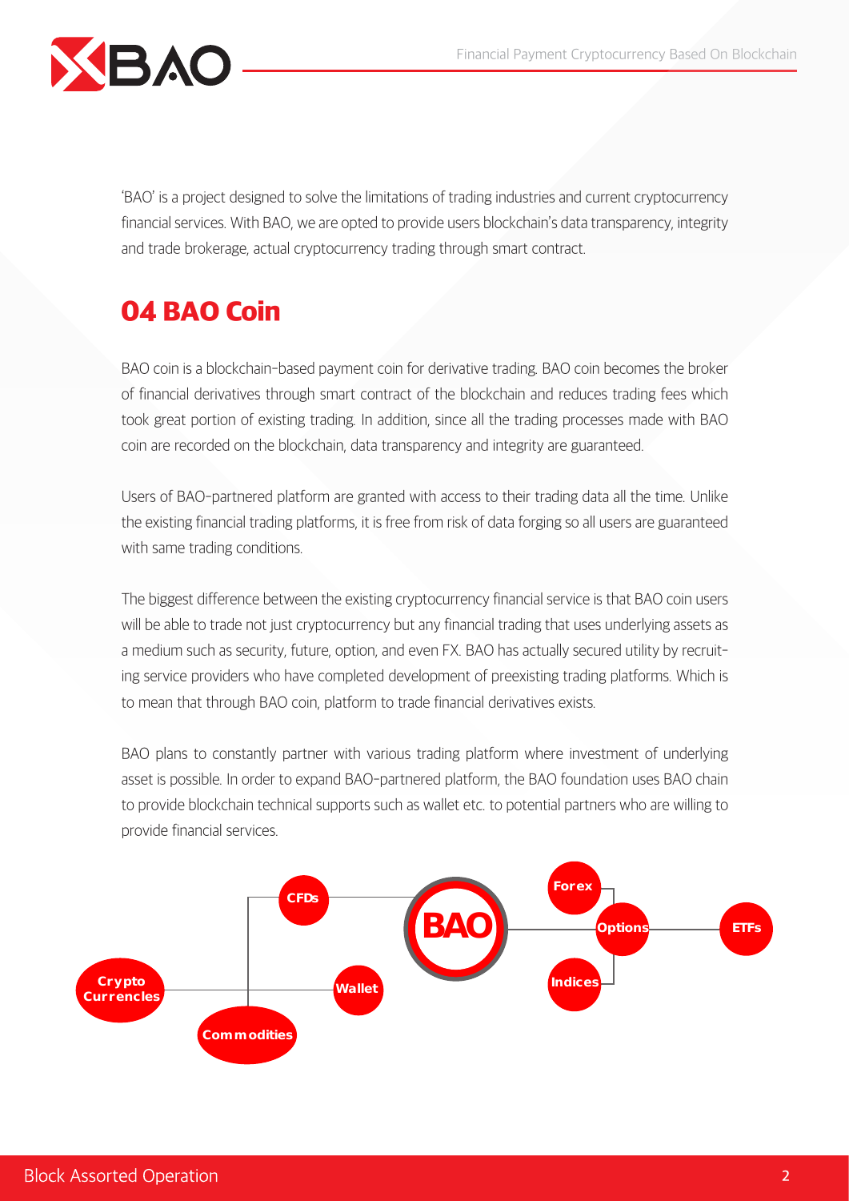'BAO' is a project designed to solve the limitations of trading industries and current cryptocurrency financial services. With BAO, we are opted to provide users blockchain's data transparency, integrity and trade brokerage, actual cryptocurrency trading through smart contract.

## 04 BAO Coin

BAO coin is a blockchain-based payment coin for derivative trading. BAO coin becomes the broker of financial derivatives through smart contract of the blockchain and reduces trading fees which took great portion of existing trading. In addition, since all the trading processes made with BAO coin are recorded on the blockchain, data transparency and integrity are guaranteed.

Users of BAO-partnered platform are granted with access to their trading data all the time. Unlike the existing financial trading platforms, it is free from risk of data forging so all users are guaranteed with same trading conditions.

The biggest difference between the existing cryptocurrency financial service is that BAO coin users will be able to trade not just cryptocurrency but any financial trading that uses underlying assets as a medium such as security, future, option, and even FX. BAO has actually secured utility by recruiting service providers who have completed development of preexisting trading platforms. Which is to mean that through BAO coin, platform to trade financial derivatives exists.

BAO plans to constantly partner with various trading platform where investment of underlying asset is possible. In order to expand BAO-partnered platform, the BAO foundation uses BAO chain to provide blockchain technical supports such as wallet etc. to potential partners who are willing to provide financial services.

Crypto Currencles, CFDs, Wallet, Commodities, BAO, Forex, Options, Indices, ETFs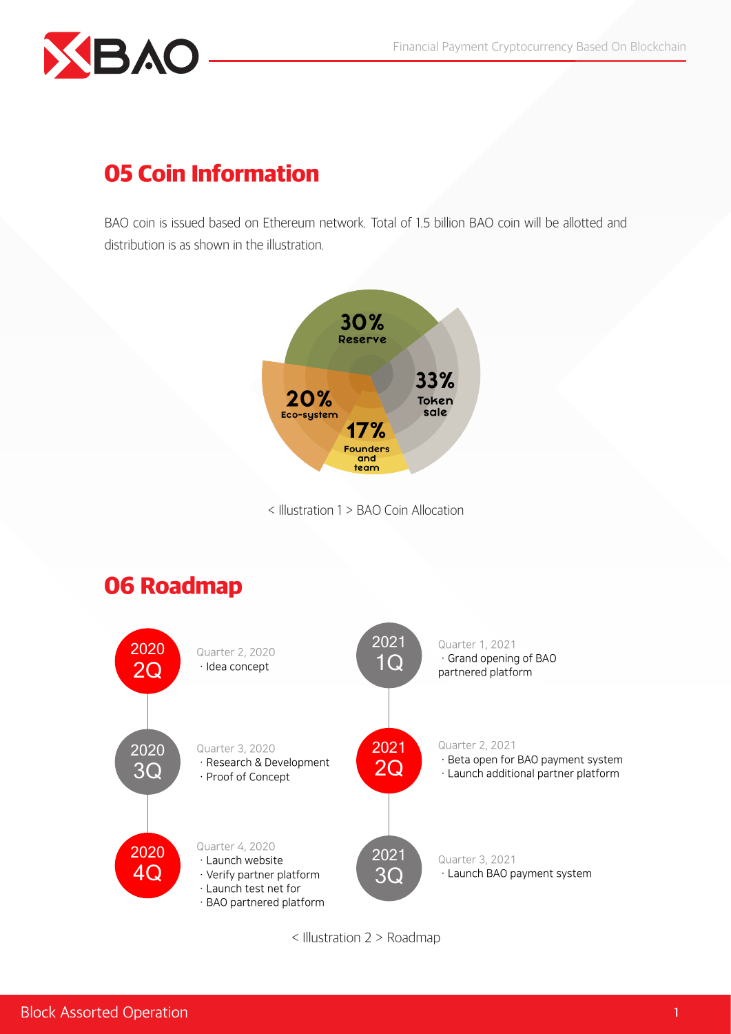## 05 Coin Information

BAO coin is issued based on Ethereum network. Total of 1.5 billion BAO coin will be allotted and distribution is as shown in the illustration.

30% Reserve

33% Token sale

20% Eco-system

17% Founders and team

< Illustration 1 > BAO Coin Allocation

## 06 Roadmap

**2020 2Q**

Quarter 2, 2020
- Idea concept

**2020 3Q**

Quarter 3, 2020
- Research & Development
- Proof of Concept

**2020 4Q**

Quarter 4, 2020
- Launch website
- Verify partner platform
- Launch test net for
- BAO partnered platform

**2021 1Q**

Quarter 1, 2021
- Grand opening of BAO partnered platform

**2021 2Q**

Quarter 2, 2021
- Beta open for BAO payment system
- Launch additional partner platform

**2021 3Q**

Quarter 3, 2021
- Launch BAO payment system

< Illustration 2 > Roadmap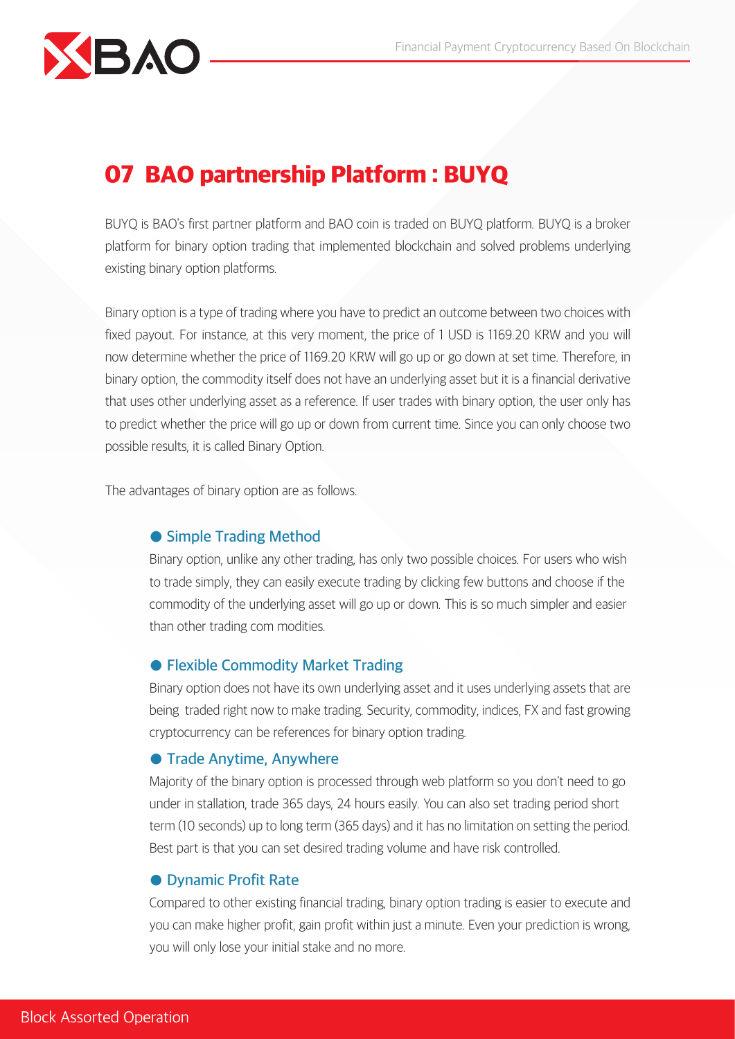## 07 BAO partnership Platform : BUYQ

BUYQ is BAO's first partner platform and BAO coin is traded on BUYQ platform. BUYQ is a broker platform for binary option trading that implemented blockchain and solved problems underlying existing binary option platforms.

Binary option is a type of trading where you have to predict an outcome between two choices with fixed payout. For instance, at this very moment, the price of 1 USD is 1169.20 KRW and you will now determine whether the price of 1169.20 KRW will go up or go down at set time. Therefore, in binary option, the commodity itself does not have an underlying asset but it is a financial derivative that uses other underlying asset as a reference. If user trades with binary option, the user only has to predict whether the price will go up or down from current time. Since you can only choose two possible results, it is called Binary Option.

The advantages of binary option are as follows.

- **Simple Trading Method**

  Binary option, unlike any other trading, has only two possible choices. For users who wish to trade simply, they can easily execute trading by clicking few buttons and choose if the commodity of the underlying asset will go up or down. This is so much simpler and easier than other trading com modities.

- **Flexible Commodity Market Trading**

  Binary option does not have its own underlying asset and it uses underlying assets that are being traded right now to make trading. Security, commodity, indices, FX and fast growing cryptocurrency can be references for binary option trading.

- **Trade Anytime, Anywhere**

  Majority of the binary option is processed through web platform so you don't need to go under in stallation, trade 365 days, 24 hours easily. You can also set trading period short term (10 seconds) up to long term (365 days) and it has no limitation on setting the period. Best part is that you can set desired trading volume and have risk controlled.

- **Dynamic Profit Rate**

  Compared to other existing financial trading, binary option trading is easier to execute and you can make higher profit, gain profit within just a minute. Even your prediction is wrong, you will only lose your initial stake and no more.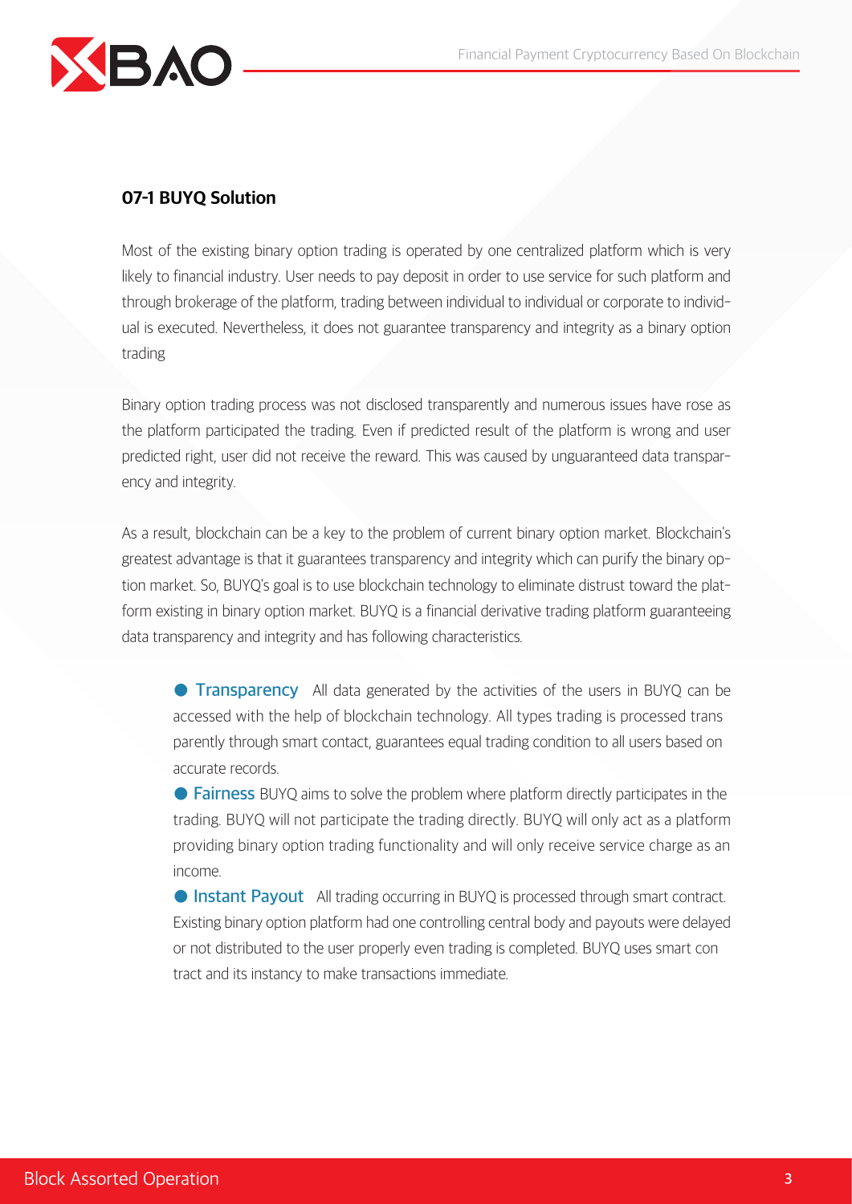## 07-1 BUYQ Solution

Most of the existing binary option trading is operated by one centralized platform which is very likely to financial industry. User needs to pay deposit in order to use service for such platform and through brokerage of the platform, trading between individual to individual or corporate to individual is executed. Nevertheless, it does not guarantee transparency and integrity as a binary option trading

Binary option trading process was not disclosed transparently and numerous issues have rose as the platform participated the trading. Even if predicted result of the platform is wrong and user predicted right, user did not receive the reward. This was caused by unguaranteed data transparency and integrity.

As a result, blockchain can be a key to the problem of current binary option market. Blockchain's greatest advantage is that it guarantees transparency and integrity which can purify the binary option market. So, BUYQ's goal is to use blockchain technology to eliminate distrust toward the platform existing in binary option market. BUYQ is a financial derivative trading platform guaranteeing data transparency and integrity and has following characteristics.

- **Transparency** All data generated by the activities of the users in BUYQ can be accessed with the help of blockchain technology. All types trading is processed trans parently through smart contact, guarantees equal trading condition to all users based on accurate records.
- **Fairness** BUYQ aims to solve the problem where platform directly participates in the trading. BUYQ will not participate the trading directly. BUYQ will only act as a platform providing binary option trading functionality and will only receive service charge as an income.
- **Instant Payout** All trading occurring in BUYQ is processed through smart contract. Existing binary option platform had one controlling central body and payouts were delayed or not distributed to the user properly even trading is completed. BUYQ uses smart con tract and its instancy to make transactions immediate.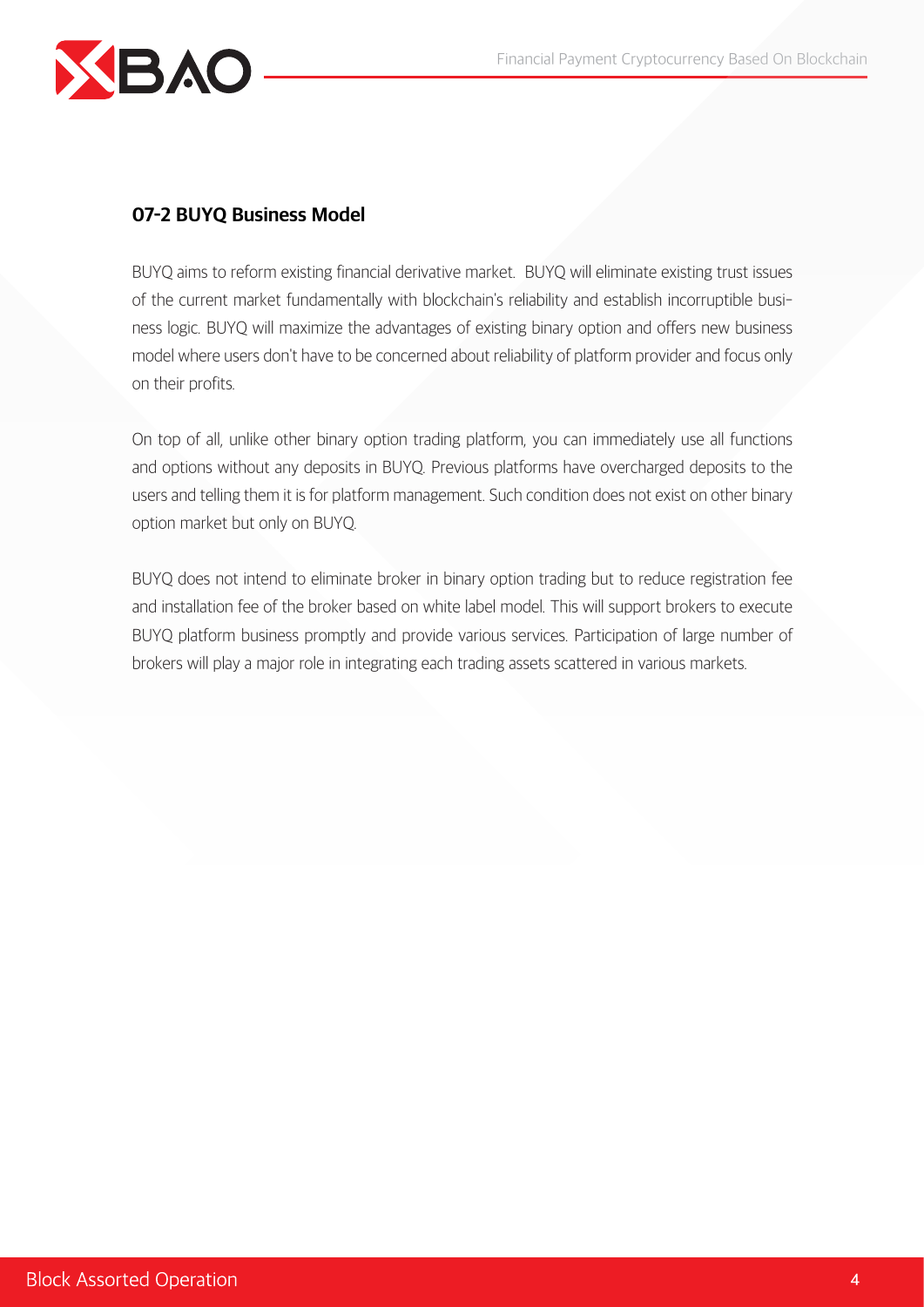## 07-2 BUYQ Business Model

BUYQ aims to reform existing financial derivative market. BUYQ will eliminate existing trust issues of the current market fundamentally with blockchain's reliability and establish incorruptible business logic. BUYQ will maximize the advantages of existing binary option and offers new business model where users don't have to be concerned about reliability of platform provider and focus only on their profits.

On top of all, unlike other binary option trading platform, you can immediately use all functions and options without any deposits in BUYQ. Previous platforms have overcharged deposits to the users and telling them it is for platform management. Such condition does not exist on other binary option market but only on BUYQ.

BUYQ does not intend to eliminate broker in binary option trading but to reduce registration fee and installation fee of the broker based on white label model. This will support brokers to execute BUYQ platform business promptly and provide various services. Participation of large number of brokers will play a major role in integrating each trading assets scattered in various markets.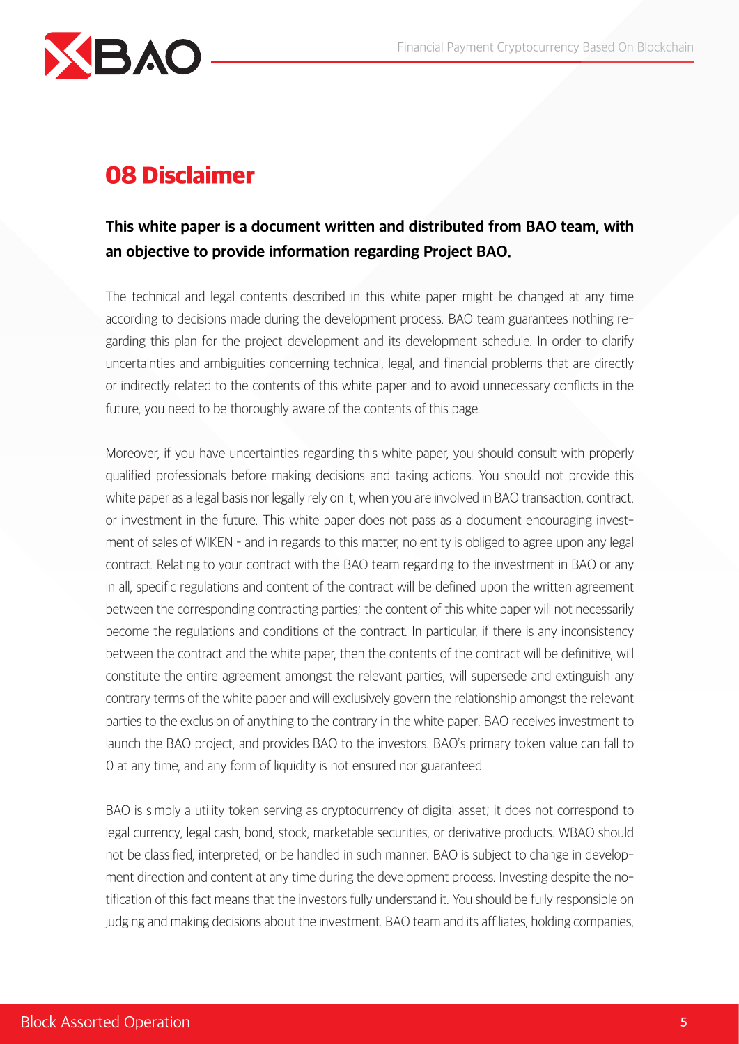# 08 Disclaimer

**This white paper is a document written and distributed from BAO team, with an objective to provide information regarding Project BAO.**

The technical and legal contents described in this white paper might be changed at any time according to decisions made during the development process. BAO team guarantees nothing regarding this plan for the project development and its development schedule. In order to clarify uncertainties and ambiguities concerning technical, legal, and financial problems that are directly or indirectly related to the contents of this white paper and to avoid unnecessary conflicts in the future, you need to be thoroughly aware of the contents of this page.

Moreover, if you have uncertainties regarding this white paper, you should consult with properly qualified professionals before making decisions and taking actions. You should not provide this white paper as a legal basis nor legally rely on it, when you are involved in BAO transaction, contract, or investment in the future. This white paper does not pass as a document encouraging investment of sales of WIKEN - and in regards to this matter, no entity is obliged to agree upon any legal contract. Relating to your contract with the BAO team regarding to the investment in BAO or any in all, specific regulations and content of the contract will be defined upon the written agreement between the corresponding contracting parties; the content of this white paper will not necessarily become the regulations and conditions of the contract. In particular, if there is any inconsistency between the contract and the white paper, then the contents of the contract will be definitive, will constitute the entire agreement amongst the relevant parties, will supersede and extinguish any contrary terms of the white paper and will exclusively govern the relationship amongst the relevant parties to the exclusion of anything to the contrary in the white paper. BAO receives investment to launch the BAO project, and provides BAO to the investors. BAO's primary token value can fall to 0 at any time, and any form of liquidity is not ensured nor guaranteed.

BAO is simply a utility token serving as cryptocurrency of digital asset; it does not correspond to legal currency, legal cash, bond, stock, marketable securities, or derivative products. WBAO should not be classified, interpreted, or be handled in such manner. BAO is subject to change in development direction and content at any time during the development process. Investing despite the notification of this fact means that the investors fully understand it. You should be fully responsible on judging and making decisions about the investment. BAO team and its affiliates, holding companies,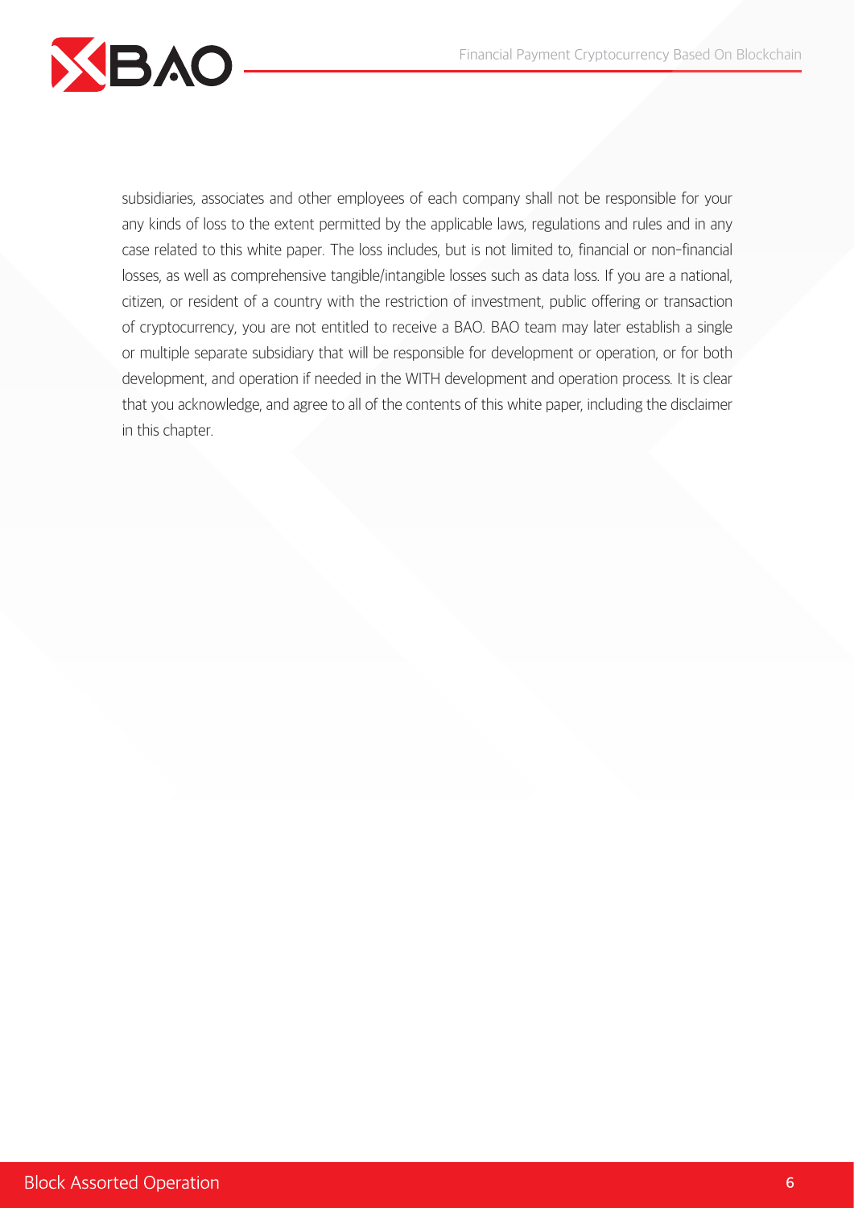subsidiaries, associates and other employees of each company shall not be responsible for your any kinds of loss to the extent permitted by the applicable laws, regulations and rules and in any case related to this white paper. The loss includes, but is not limited to, financial or non-financial losses, as well as comprehensive tangible/intangible losses such as data loss. If you are a national, citizen, or resident of a country with the restriction of investment, public offering or transaction of cryptocurrency, you are not entitled to receive a BAO. BAO team may later establish a single or multiple separate subsidiary that will be responsible for development or operation, or for both development, and operation if needed in the WITH development and operation process. It is clear that you acknowledge, and agree to all of the contents of this white paper, including the disclaimer in this chapter.